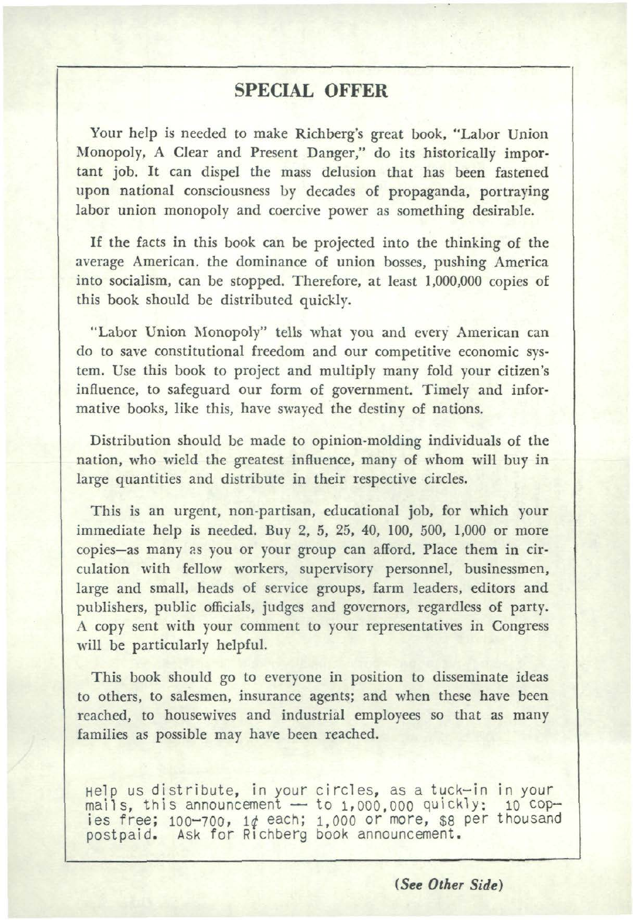## SPECIAL OFFER

Your help is needed to make Richberg's great book, "Labor Union Monopoly, A Clear and Present Danger," do its historically important job. It can dispel the mass delusion that has been fastened upon national consciousness by decades of propaganda, portraying labor union monopoly and coercive power as something desirable.

If the facts in this book can be projected into the thinking of the average American. the dominance of union bosses, pushing America into socialism, can be stopped. Therefore, at least 1,000,000 copies of this book should be distributed quickly.

"Labor Union Monopoly" tells what you and every American can do to save constitutional freedom and our competitive economic system. Use this book to project and multiply many fold your citizen's influence, to safeguard our form of government. Timely and informative books, like this, have swayed the destiny of nations.

Distribution should be made to opinion-molding individuals of the nation, who wield the greatest influence, many of whom will buy in large quantities and distribute in their respective circles.

This is an urgent, non-partisan, educational job, for which your immediate help is needed. Buy 2, 5, 25, 40, 100, 500, 1,000 or more copies—as many as you or your group can afford. Place them in circulation with fellow workers, supervisory personnel, businessmen, large and small, heads of service groups, farm leaders, editors and publishers, public officials, judges and governors, regardless of party. A copy sent with your comment to your representatives in Congress will be particularly helpful.

This book should go to everyone in position to disseminate ideas to others, to salesmen, insurance agents; and when these have been reached, to housewives and industrial employees so that as many families as possible may have been reached.

Help us distribute, in your circles, as a tuck-in in your mails, this announcement — to 1,000,000 quickly: 10 copies free; 100-700, 1¢ each; 1,000 or more, $8 per thousand postpaid. Ask for Richberg book announcement.

***(See Other Side)***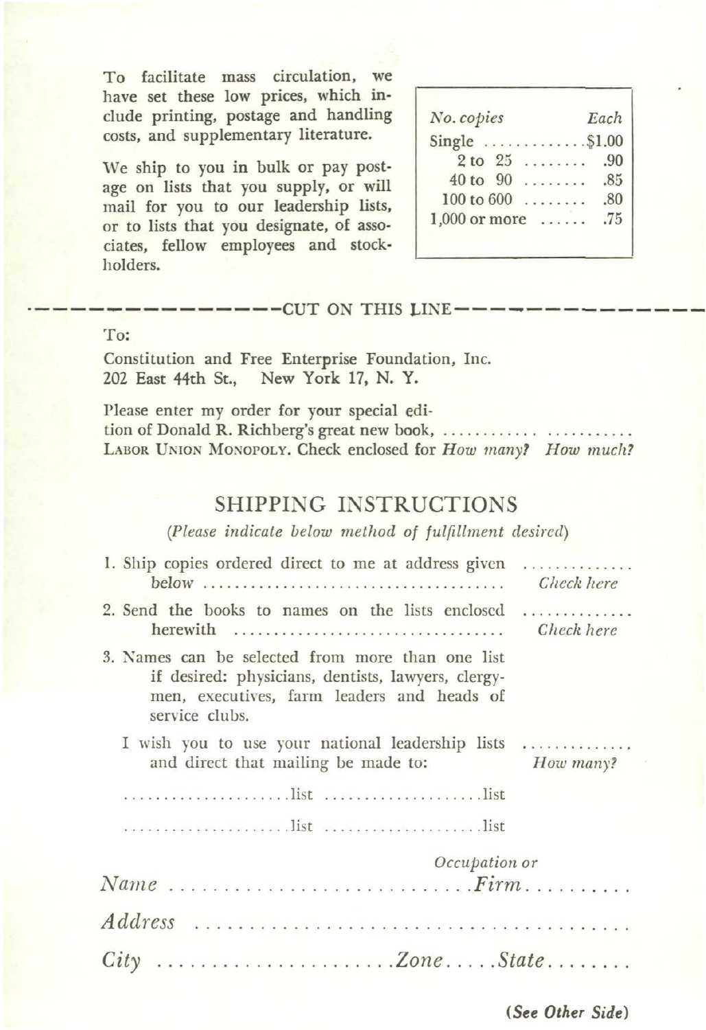To facilitate mass circulation, we have set these low prices, which include printing, postage and handling costs, and supplementary literature.

We ship to you in bulk or pay postage on lists that you supply, or will mail for you to our leadership lists, or to lists that you designate, of associates, fellow employees and stockholders.

| *No. copies* | *Each* |
|---|---|
| Single | $1.00 |
| 2 to 25 | .90 |
| 40 to 90 | .85 |
| 100 to 600 | .80 |
| 1,000 or more | .75 |

---------------CUT ON THIS LINE---------------

To:

Constitution and Free Enterprise Foundation, Inc.
202 East 44th St., New York 17, N. Y.

Please enter my order for your special edition of Donald R. Richberg's great new book, ........... ..........
LABOR UNION MONOPOLY. Check enclosed for *How many? How much?*

## SHIPPING INSTRUCTIONS

*(Please indicate below method of fulfillment desired)*

1. Ship copies ordered direct to me at address given below .................................... ............. *Check here*
2. Send the books to names on the lists enclosed herewith ................................ ............. *Check here*
3. Names can be selected from more than one list if desired: physicians, dentists, lawyers, clergymen, executives, farm leaders and heads of service clubs.

   I wish you to use your national leadership lists and direct that mailing be made to: ............. *How many?*

   ....................list ....................list

   ....................list ....................list

*Name* .......................... *Occupation or Firm*..........

*Address* ..........................................

*City* .................... *Zone*..... *State*........

***(See Other Side)***